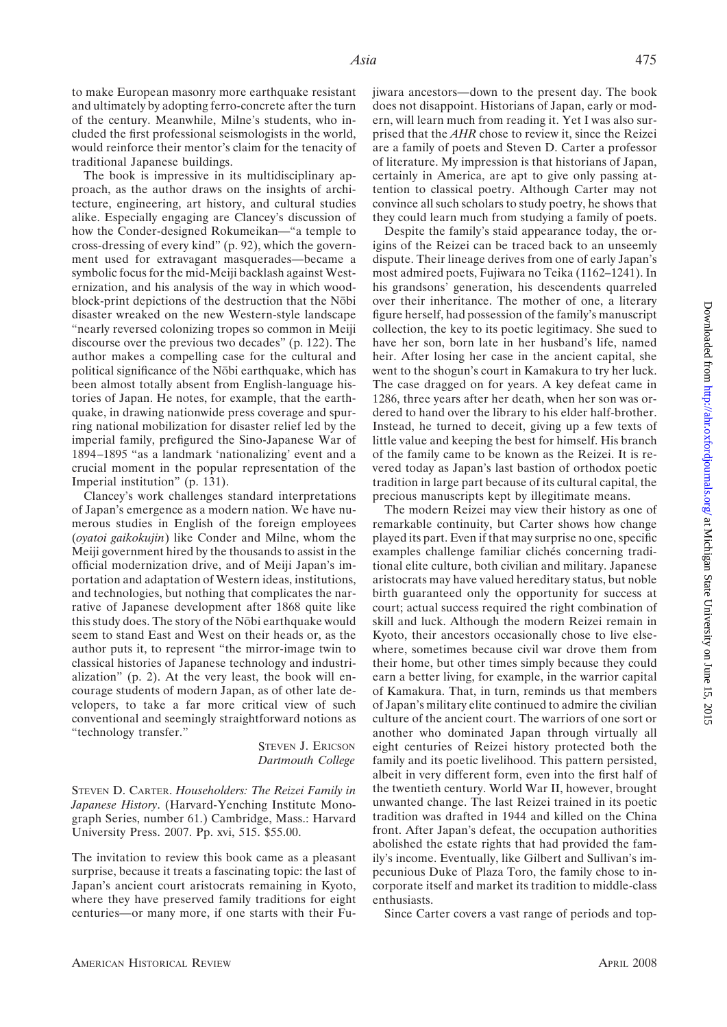to make European masonry more earthquake resistant and ultimately by adopting ferro-concrete after the turn of the century. Meanwhile, Milne's students, who included the first professional seismologists in the world, would reinforce their mentor's claim for the tenacity of traditional Japanese buildings.

The book is impressive in its multidisciplinary approach, as the author draws on the insights of architecture, engineering, art history, and cultural studies alike. Especially engaging are Clancey's discussion of how the Conder-designed Rokumeikan—"a temple to cross-dressing of every kind" (p. 92), which the government used for extravagant masquerades—became a symbolic focus for the mid-Meiji backlash against Westernization, and his analysis of the way in which woodblock-print depictions of the destruction that the Nōbi disaster wreaked on the new Western-style landscape "nearly reversed colonizing tropes so common in Meiji discourse over the previous two decades" (p. 122). The author makes a compelling case for the cultural and political significance of the Nōbi earthquake, which has been almost totally absent from English-language histories of Japan. He notes, for example, that the earthquake, in drawing nationwide press coverage and spurring national mobilization for disaster relief led by the imperial family, prefigured the Sino-Japanese War of 1894–1895 "as a landmark 'nationalizing' event and a crucial moment in the popular representation of the Imperial institution" (p. 131).

Clancey's work challenges standard interpretations of Japan's emergence as a modern nation. We have numerous studies in English of the foreign employees (*oyatoi gaikokujin*) like Conder and Milne, whom the Meiji government hired by the thousands to assist in the official modernization drive, and of Meiji Japan's importation and adaptation of Western ideas, institutions, and technologies, but nothing that complicates the narrative of Japanese development after 1868 quite like this study does. The story of the Nōbi earthquake would seem to stand East and West on their heads or, as the author puts it, to represent "the mirror-image twin to classical histories of Japanese technology and industrialization" (p. 2). At the very least, the book will encourage students of modern Japan, as of other late developers, to take a far more critical view of such conventional and seemingly straightforward notions as "technology transfer."

STEVEN J. ERICSON
*Dartmouth College*

STEVEN D. CARTER. *Householders: The Reizei Family in Japanese History*. (Harvard-Yenching Institute Monograph Series, number 61.) Cambridge, Mass.: Harvard University Press. 2007. Pp. xvi, 515. $55.00.

The invitation to review this book came as a pleasant surprise, because it treats a fascinating topic: the last of Japan's ancient court aristocrats remaining in Kyoto, where they have preserved family traditions for eight centuries—or many more, if one starts with their Fujiwara ancestors—down to the present day. The book does not disappoint. Historians of Japan, early or modern, will learn much from reading it. Yet I was also surprised that the *AHR* chose to review it, since the Reizei are a family of poets and Steven D. Carter a professor of literature. My impression is that historians of Japan, certainly in America, are apt to give only passing attention to classical poetry. Although Carter may not convince all such scholars to study poetry, he shows that they could learn much from studying a family of poets.

Despite the family's staid appearance today, the origins of the Reizei can be traced back to an unseemly dispute. Their lineage derives from one of early Japan's most admired poets, Fujiwara no Teika (1162–1241). In his grandsons' generation, his descendents quarreled over their inheritance. The mother of one, a literary figure herself, had possession of the family's manuscript collection, the key to its poetic legitimacy. She sued to have her son, born late in her husband's life, named heir. After losing her case in the ancient capital, she went to the shogun's court in Kamakura to try her luck. The case dragged on for years. A key defeat came in 1286, three years after her death, when her son was ordered to hand over the library to his elder half-brother. Instead, he turned to deceit, giving up a few texts of little value and keeping the best for himself. His branch of the family came to be known as the Reizei. It is revered today as Japan's last bastion of orthodox poetic tradition in large part because of its cultural capital, the precious manuscripts kept by illegitimate means.

The modern Reizei may view their history as one of remarkable continuity, but Carter shows how change played its part. Even if that may surprise no one, specific examples challenge familiar clichés concerning traditional elite culture, both civilian and military. Japanese aristocrats may have valued hereditary status, but noble birth guaranteed only the opportunity for success at court; actual success required the right combination of skill and luck. Although the modern Reizei remain in Kyoto, their ancestors occasionally chose to live elsewhere, sometimes because civil war drove them from their home, but other times simply because they could earn a better living, for example, in the warrior capital of Kamakura. That, in turn, reminds us that members of Japan's military elite continued to admire the civilian culture of the ancient court. The warriors of one sort or another who dominated Japan through virtually all eight centuries of Reizei history protected both the family and its poetic livelihood. This pattern persisted, albeit in very different form, even into the first half of the twentieth century. World War II, however, brought unwanted change. The last Reizei trained in its poetic tradition was drafted in 1944 and killed on the China front. After Japan's defeat, the occupation authorities abolished the estate rights that had provided the family's income. Eventually, like Gilbert and Sullivan's impecunious Duke of Plaza Toro, the family chose to incorporate itself and market its tradition to middle-class enthusiasts.

Since Carter covers a vast range of periods and top-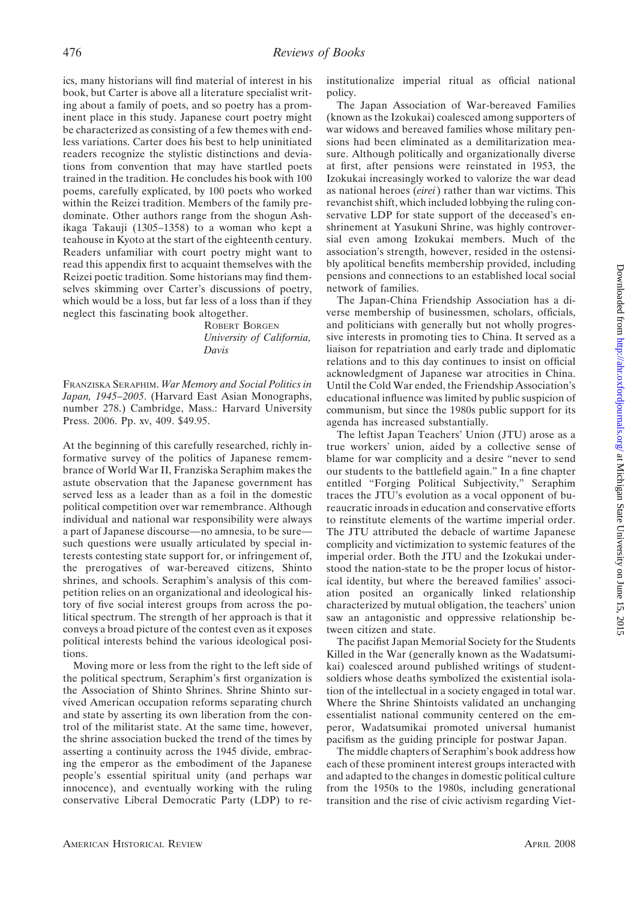ics, many historians will find material of interest in his book, but Carter is above all a literature specialist writing about a family of poets, and so poetry has a prominent place in this study. Japanese court poetry might be characterized as consisting of a few themes with endless variations. Carter does his best to help uninitiated readers recognize the stylistic distinctions and deviations from convention that may have startled poets trained in the tradition. He concludes his book with 100 poems, carefully explicated, by 100 poets who worked within the Reizei tradition. Members of the family predominate. Other authors range from the shogun Ashikaga Takauji (1305–1358) to a woman who kept a teahouse in Kyoto at the start of the eighteenth century. Readers unfamiliar with court poetry might want to read this appendix first to acquaint themselves with the Reizei poetic tradition. Some historians may find themselves skimming over Carter's discussions of poetry, which would be a loss, but far less of a loss than if they neglect this fascinating book altogether.

ROBERT BORGEN
*University of California, Davis*

FRANZISKA SERAPHIM. *War Memory and Social Politics in Japan, 1945–2005*. (Harvard East Asian Monographs, number 278.) Cambridge, Mass.: Harvard University Press. 2006. Pp. xv, 409. $49.95.

At the beginning of this carefully researched, richly informative survey of the politics of Japanese remembrance of World War II, Franziska Seraphim makes the astute observation that the Japanese government has served less as a leader than as a foil in the domestic political competition over war remembrance. Although individual and national war responsibility were always a part of Japanese discourse—no amnesia, to be sure—such questions were usually articulated by special interests contesting state support for, or infringement of, the prerogatives of war-bereaved citizens, Shinto shrines, and schools. Seraphim's analysis of this competition relies on an organizational and ideological history of five social interest groups from across the political spectrum. The strength of her approach is that it conveys a broad picture of the contest even as it exposes political interests behind the various ideological positions.

Moving more or less from the right to the left side of the political spectrum, Seraphim's first organization is the Association of Shinto Shrines. Shrine Shinto survived American occupation reforms separating church and state by asserting its own liberation from the control of the militarist state. At the same time, however, the shrine association bucked the trend of the times by asserting a continuity across the 1945 divide, embracing the emperor as the embodiment of the Japanese people's essential spiritual unity (and perhaps war innocence), and eventually working with the ruling conservative Liberal Democratic Party (LDP) to institutionalize imperial ritual as official national policy.

The Japan Association of War-bereaved Families (known as the Izokukai) coalesced among supporters of war widows and bereaved families whose military pensions had been eliminated as a demilitarization measure. Although politically and organizationally diverse at first, after pensions were reinstated in 1953, the Izokukai increasingly worked to valorize the war dead as national heroes (*eirei*) rather than war victims. This revanchist shift, which included lobbying the ruling conservative LDP for state support of the deceased's enshrinement at Yasukuni Shrine, was highly controversial even among Izokukai members. Much of the association's strength, however, resided in the ostensibly apolitical benefits membership provided, including pensions and connections to an established local social network of families.

The Japan-China Friendship Association has a diverse membership of businessmen, scholars, officials, and politicians with generally but not wholly progressive interests in promoting ties to China. It served as a liaison for repatriation and early trade and diplomatic relations and to this day continues to insist on official acknowledgment of Japanese war atrocities in China. Until the Cold War ended, the Friendship Association's educational influence was limited by public suspicion of communism, but since the 1980s public support for its agenda has increased substantially.

The leftist Japan Teachers' Union (JTU) arose as a true workers' union, aided by a collective sense of blame for war complicity and a desire "never to send our students to the battlefield again." In a fine chapter entitled "Forging Political Subjectivity," Seraphim traces the JTU's evolution as a vocal opponent of bureaucratic inroads in education and conservative efforts to reinstitute elements of the wartime imperial order. The JTU attributed the debacle of wartime Japanese complicity and victimization to systemic features of the imperial order. Both the JTU and the Izokukai understood the nation-state to be the proper locus of historical identity, but where the bereaved families' association posited an organically linked relationship characterized by mutual obligation, the teachers' union saw an antagonistic and oppressive relationship between citizen and state.

The pacifist Japan Memorial Society for the Students Killed in the War (generally known as the Wadatsumikai) coalesced around published writings of student-soldiers whose deaths symbolized the existential isolation of the intellectual in a society engaged in total war. Where the Shrine Shintoists validated an unchanging essentialist national community centered on the emperor, Wadatsumikai promoted universal humanist pacifism as the guiding principle for postwar Japan.

The middle chapters of Seraphim's book address how each of these prominent interest groups interacted with and adapted to the changes in domestic political culture from the 1950s to the 1980s, including generational transition and the rise of civic activism regarding Viet-